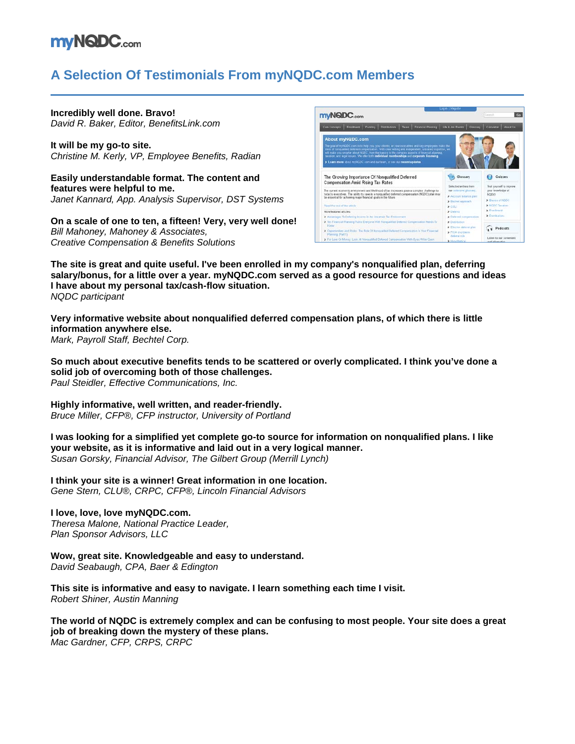# myNQDC.com

## A Selection Of Testimonials From myNQDC.com Members

**Incredibly well done. Bravo!**
*David R. Baker, Editor, BenefitsLink.com*

**It will be my go-to site.**
*Christine M. Kerly, VP, Employee Benefits, Radian*

**Easily understandable format. The content and features were helpful to me.**
*Janet Kannard, App. Analysis Supervisor, DST Systems*

**On a scale of one to ten, a fifteen! Very, very well done!**
*Bill Mahoney, Mahoney & Associates,*
*Creative Compensation & Benefits Solutions*

**The site is great and quite useful. I've been enrolled in my company's nonqualified plan, deferring salary/bonus, for a little over a year. myNQDC.com served as a good resource for questions and ideas I have about my personal tax/cash-flow situation.**
*NQDC participant*

**Very informative website about nonqualified deferred compensation plans, of which there is little information anywhere else.**
*Mark, Payroll Staff, Bechtel Corp.*

**So much about executive benefits tends to be scattered or overly complicated. I think you've done a solid job of overcoming both of those challenges.**
*Paul Steidler, Effective Communications, Inc.*

**Highly informative, well written, and reader-friendly.**
*Bruce Miller, CFP®, CFP instructor, University of Portland*

**I was looking for a simplified yet complete go-to source for information on nonqualified plans. I like your website, as it is informative and laid out in a very logical manner.**
*Susan Gorsky, Financial Advisor, The Gilbert Group (Merrill Lynch)*

**I think your site is a winner! Great information in one location.**
*Gene Stern, CLU®, CRPC, CFP®, Lincoln Financial Advisors*

**I love, love, love myNQDC.com.**
*Theresa Malone, National Practice Leader,*
*Plan Sponsor Advisors, LLC*

**Wow, great site. Knowledgeable and easy to understand.**
*David Seabaugh, CPA, Baer & Edington*

**This site is informative and easy to navigate. I learn something each time I visit.**
*Robert Shiner, Austin Manning*

**The world of NQDC is extremely complex and can be confusing to most people. Your site does a great job of breaking down the mystery of these plans.**
*Mac Gardner, CFP, CRPS, CRPC*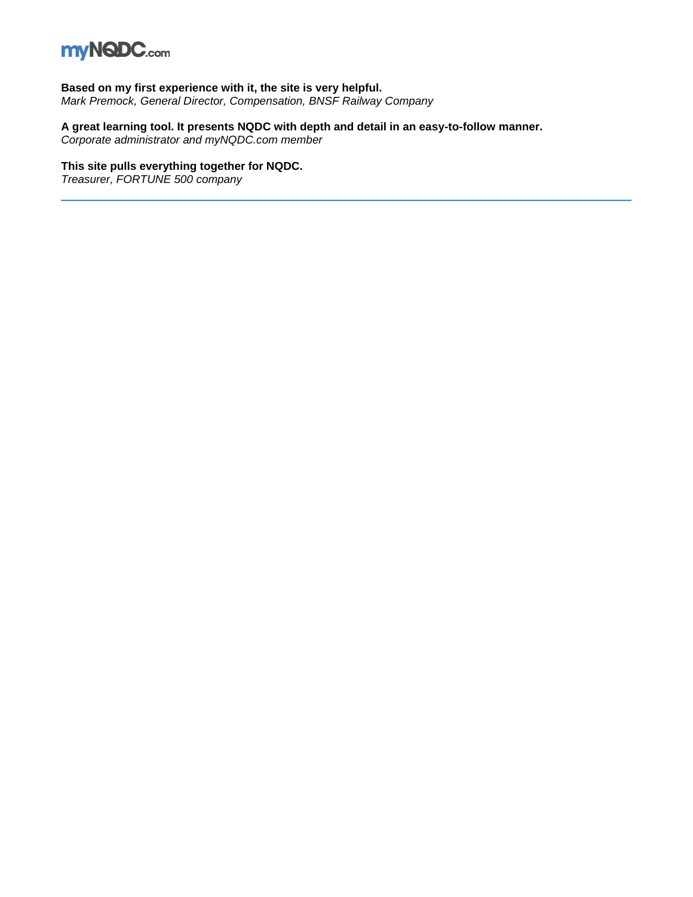myNQDC.com

**Based on my first experience with it, the site is very helpful.**
*Mark Premock, General Director, Compensation, BNSF Railway Company*

**A great learning tool. It presents NQDC with depth and detail in an easy-to-follow manner.**
*Corporate administrator and myNQDC.com member*

**This site pulls everything together for NQDC.**
*Treasurer, FORTUNE 500 company*

---